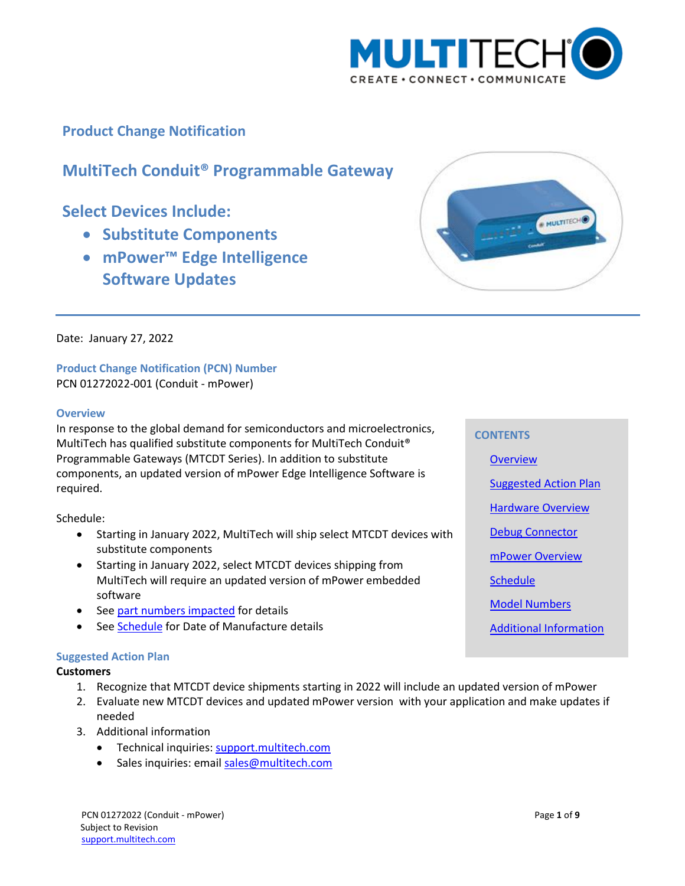# Product Change Notification

## MultiTech Conduit® Programmable Gateway

## Select Devices Include:

- **Substitute Components**
- **mPower™ Edge Intelligence Software Updates**

Date: January 27, 2022

### Product Change Notification (PCN) Number

PCN 01272022-001 (Conduit - mPower)

**CONTENTS**

- Overview
- Suggested Action Plan
- Hardware Overview
- Debug Connector
- mPower Overview
- Schedule
- Model Numbers
- Additional Information

### Overview

In response to the global demand for semiconductors and microelectronics, MultiTech has qualified substitute components for MultiTech Conduit® Programmable Gateways (MTCDT Series). In addition to substitute components, an updated version of mPower Edge Intelligence Software is required.

Schedule:

- Starting in January 2022, MultiTech will ship select MTCDT devices with substitute components
- Starting in January 2022, select MTCDT devices shipping from MultiTech will require an updated version of mPower embedded software
- See part numbers impacted for details
- See Schedule for Date of Manufacture details

### Suggested Action Plan

**Customers**

1. Recognize that MTCDT device shipments starting in 2022 will include an updated version of mPower
2. Evaluate new MTCDT devices and updated mPower version with your application and make updates if needed
3. Additional information
   - Technical inquiries: support.multitech.com
   - Sales inquiries: email sales@multitech.com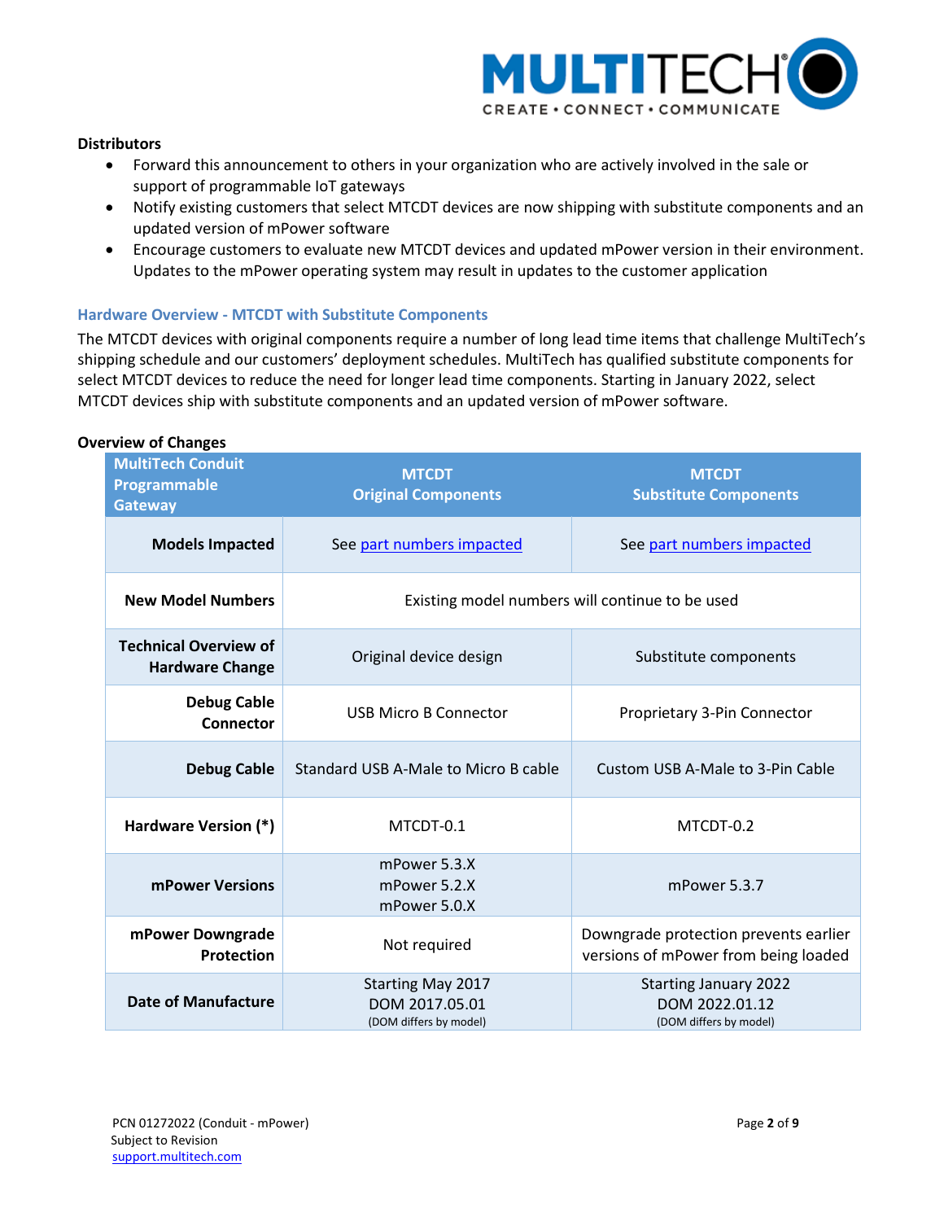**Distributors**

- Forward this announcement to others in your organization who are actively involved in the sale or support of programmable IoT gateways
- Notify existing customers that select MTCDT devices are now shipping with substitute components and an updated version of mPower software
- Encourage customers to evaluate new MTCDT devices and updated mPower version in their environment. Updates to the mPower operating system may result in updates to the customer application

### Hardware Overview - MTCDT with Substitute Components

The MTCDT devices with original components require a number of long lead time items that challenge MultiTech's shipping schedule and our customers' deployment schedules. MultiTech has qualified substitute components for select MTCDT devices to reduce the need for longer lead time components. Starting in January 2022, select MTCDT devices ship with substitute components and an updated version of mPower software.

**Overview of Changes**

| MultiTech Conduit Programmable Gateway | MTCDT Original Components | MTCDT Substitute Components |
|---|---|---|
| **Models Impacted** | See part numbers impacted | See part numbers impacted |
| **New Model Numbers** | Existing model numbers will continue to be used | |
| **Technical Overview of Hardware Change** | Original device design | Substitute components |
| **Debug Cable Connector** | USB Micro B Connector | Proprietary 3-Pin Connector |
| **Debug Cable** | Standard USB A-Male to Micro B cable | Custom USB A-Male to 3-Pin Cable |
| **Hardware Version (*)** | MTCDT-0.1 | MTCDT-0.2 |
| **mPower Versions** | mPower 5.3.X<br>mPower 5.2.X<br>mPower 5.0.X | mPower 5.3.7 |
| **mPower Downgrade Protection** | Not required | Downgrade protection prevents earlier versions of mPower from being loaded |
| **Date of Manufacture** | Starting May 2017<br>DOM 2017.05.01<br>(DOM differs by model) | Starting January 2022<br>DOM 2022.01.12<br>(DOM differs by model) |

PCN 01272022 (Conduit - mPower)
Subject to Revision
support.multitech.com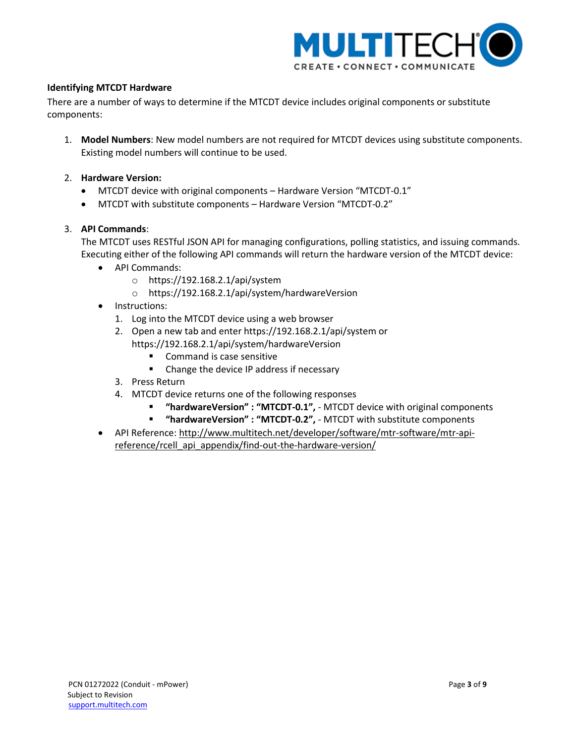### Identifying MTCDT Hardware

There are a number of ways to determine if the MTCDT device includes original components or substitute components:

1. **Model Numbers**: New model numbers are not required for MTCDT devices using substitute components. Existing model numbers will continue to be used.

2. **Hardware Version:**
   - MTCDT device with original components – Hardware Version "MTCDT-0.1"
   - MTCDT with substitute components – Hardware Version "MTCDT-0.2"

3. **API Commands**:
   The MTCDT uses RESTful JSON API for managing configurations, polling statistics, and issuing commands. Executing either of the following API commands will return the hardware version of the MTCDT device:
   - API Commands:
     - https://192.168.2.1/api/system
     - https://192.168.2.1/api/system/hardwareVersion
   - Instructions:
     1. Log into the MTCDT device using a web browser
     2. Open a new tab and enter https://192.168.2.1/api/system or https://192.168.2.1/api/system/hardwareVersion
        - Command is case sensitive
        - Change the device IP address if necessary
     3. Press Return
     4. MTCDT device returns one of the following responses
        - **"hardwareVersion" : "MTCDT-0.1",** - MTCDT device with original components
        - **"hardwareVersion" : "MTCDT-0.2",** - MTCDT with substitute components
   - API Reference: http://www.multitech.net/developer/software/mtr-software/mtr-api-reference/rcell_api_appendix/find-out-the-hardware-version/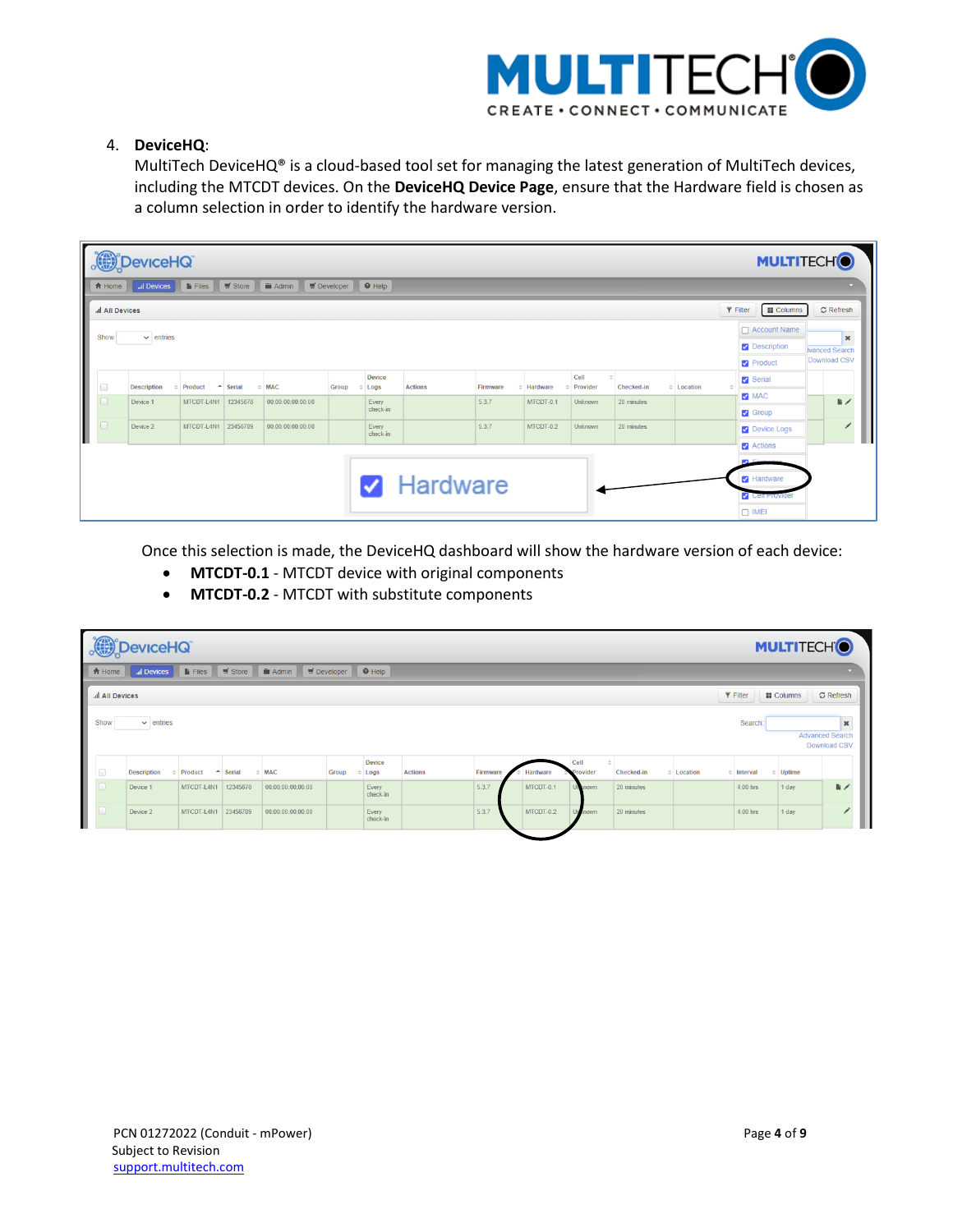4. **DeviceHQ**:
   MultiTech DeviceHQ® is a cloud-based tool set for managing the latest generation of MultiTech devices, including the MTCDT devices. On the **DeviceHQ Device Page**, ensure that the Hardware field is chosen as a column selection in order to identify the hardware version.

   Once this selection is made, the DeviceHQ dashboard will show the hardware version of each device:

   - **MTCDT-0.1** - MTCDT device with original components
   - **MTCDT-0.2** - MTCDT with substitute components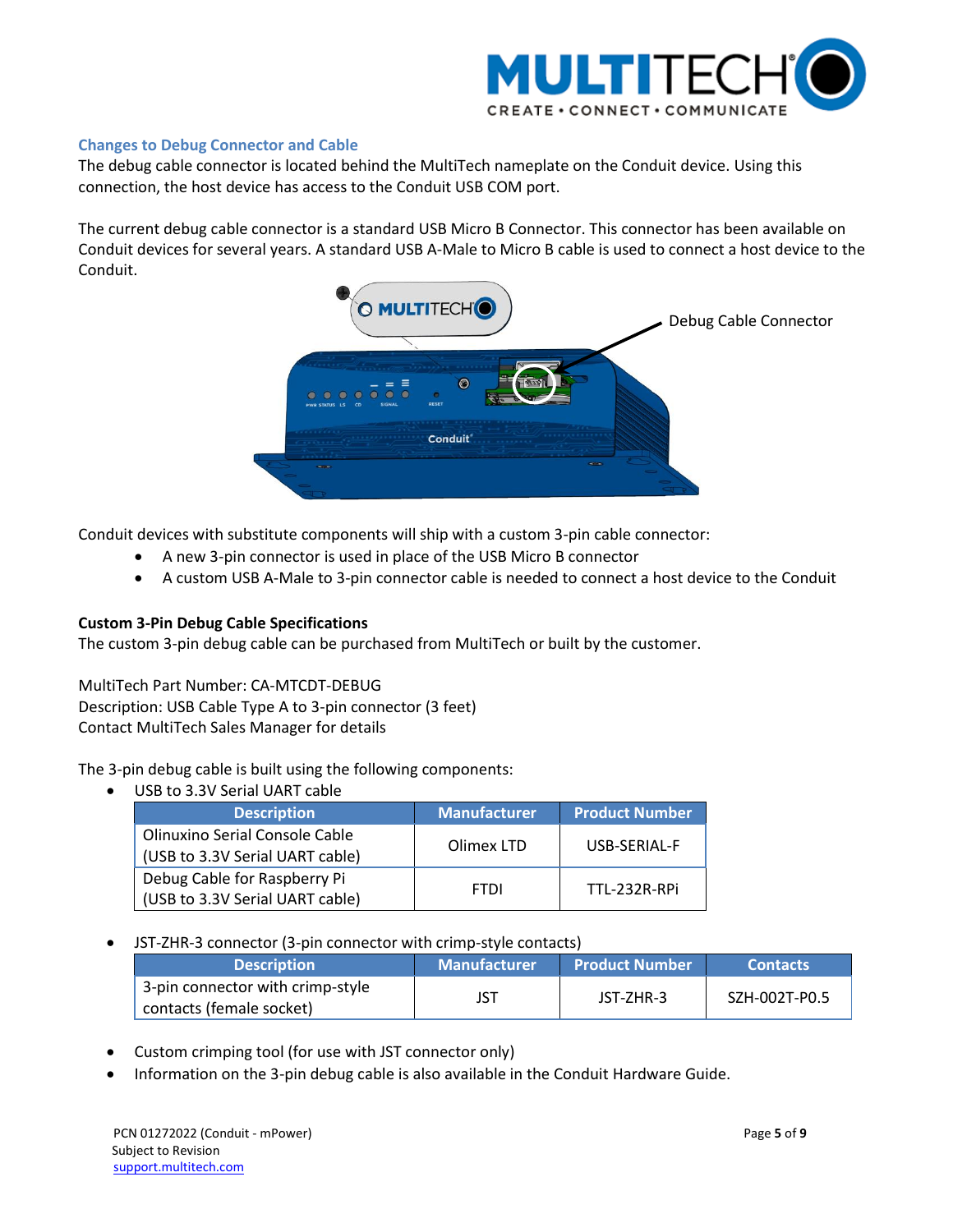### Changes to Debug Connector and Cable

The debug cable connector is located behind the MultiTech nameplate on the Conduit device. Using this connection, the host device has access to the Conduit USB COM port.

The current debug cable connector is a standard USB Micro B Connector. This connector has been available on Conduit devices for several years. A standard USB A-Male to Micro B cable is used to connect a host device to the Conduit.

Debug Cable Connector

Conduit devices with substitute components will ship with a custom 3-pin cable connector:

- A new 3-pin connector is used in place of the USB Micro B connector
- A custom USB A-Male to 3-pin connector cable is needed to connect a host device to the Conduit

**Custom 3-Pin Debug Cable Specifications**

The custom 3-pin debug cable can be purchased from MultiTech or built by the customer.

MultiTech Part Number: CA-MTCDT-DEBUG
Description: USB Cable Type A to 3-pin connector (3 feet)
Contact MultiTech Sales Manager for details

The 3-pin debug cable is built using the following components:

- USB to 3.3V Serial UART cable

| Description | Manufacturer | Product Number |
|---|---|---|
| Olinuxino Serial Console Cable (USB to 3.3V Serial UART cable) | Olimex LTD | USB-SERIAL-F |
| Debug Cable for Raspberry Pi (USB to 3.3V Serial UART cable) | FTDI | TTL-232R-RPi |

- JST-ZHR-3 connector (3-pin connector with crimp-style contacts)

| Description | Manufacturer | Product Number | Contacts |
|---|---|---|---|
| 3-pin connector with crimp-style contacts (female socket) | JST | JST-ZHR-3 | SZH-002T-P0.5 |

- Custom crimping tool (for use with JST connector only)
- Information on the 3-pin debug cable is also available in the Conduit Hardware Guide.

PCN 01272022 (Conduit - mPower)
Subject to Revision
support.multitech.com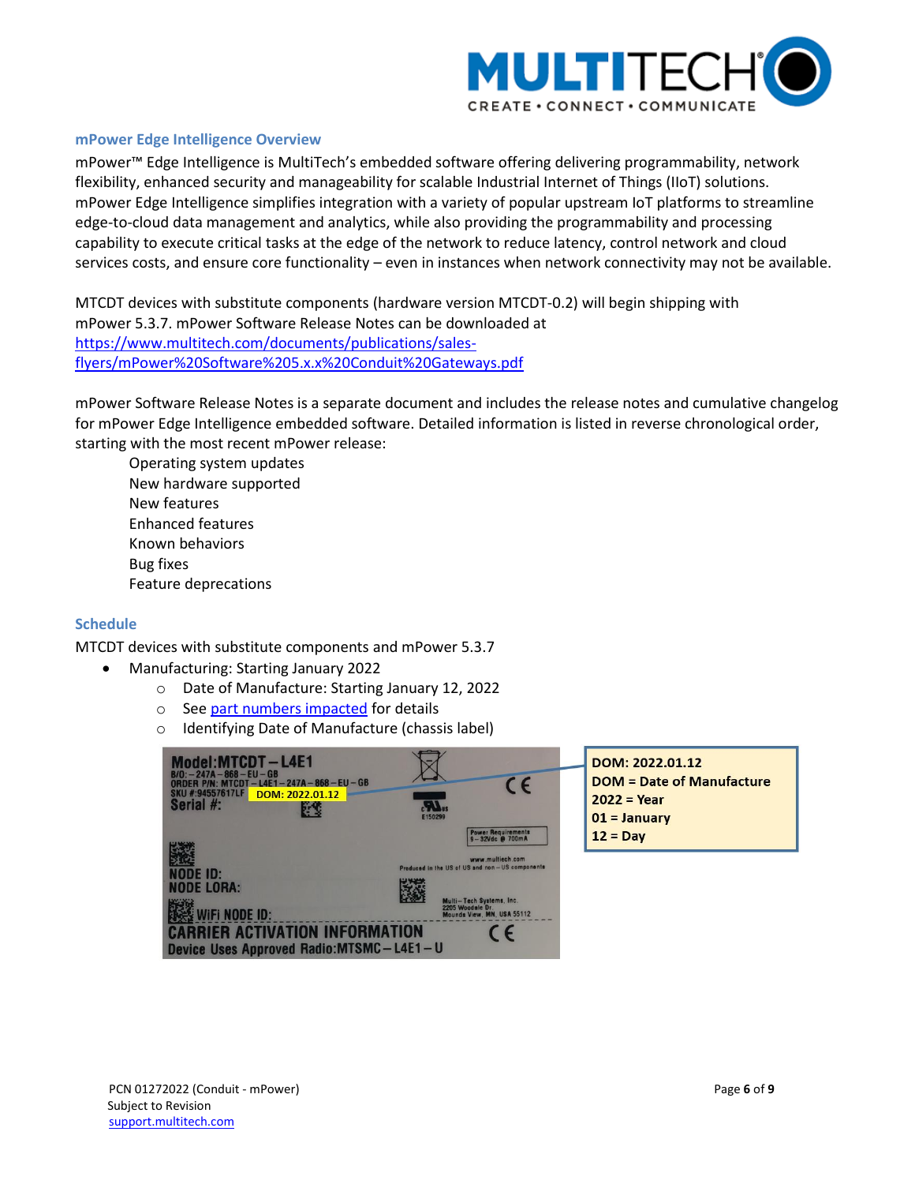## mPower Edge Intelligence Overview

mPower™ Edge Intelligence is MultiTech's embedded software offering delivering programmability, network flexibility, enhanced security and manageability for scalable Industrial Internet of Things (IIoT) solutions. mPower Edge Intelligence simplifies integration with a variety of popular upstream IoT platforms to streamline edge-to-cloud data management and analytics, while also providing the programmability and processing capability to execute critical tasks at the edge of the network to reduce latency, control network and cloud services costs, and ensure core functionality – even in instances when network connectivity may not be available.

MTCDT devices with substitute components (hardware version MTCDT-0.2) will begin shipping with mPower 5.3.7. mPower Software Release Notes can be downloaded at [https://www.multitech.com/documents/publications/sales-flyers/mPower%20Software%205.x.x%20Conduit%20Gateways.pdf](https://www.multitech.com/documents/publications/sales-flyers/mPower%20Software%205.x.x%20Conduit%20Gateways.pdf)

mPower Software Release Notes is a separate document and includes the release notes and cumulative changelog for mPower Edge Intelligence embedded software. Detailed information is listed in reverse chronological order, starting with the most recent mPower release:

- Operating system updates
- New hardware supported
- New features
- Enhanced features
- Known behaviors
- Bug fixes
- Feature deprecations

## Schedule

MTCDT devices with substitute components and mPower 5.3.7

- Manufacturing: Starting January 2022
  - Date of Manufacture: Starting January 12, 2022
  - See part numbers impacted for details
  - Identifying Date of Manufacture (chassis label)

**DOM: 2022.01.12**
**DOM = Date of Manufacture**
**2022 = Year**
**01 = January**
**12 = Day**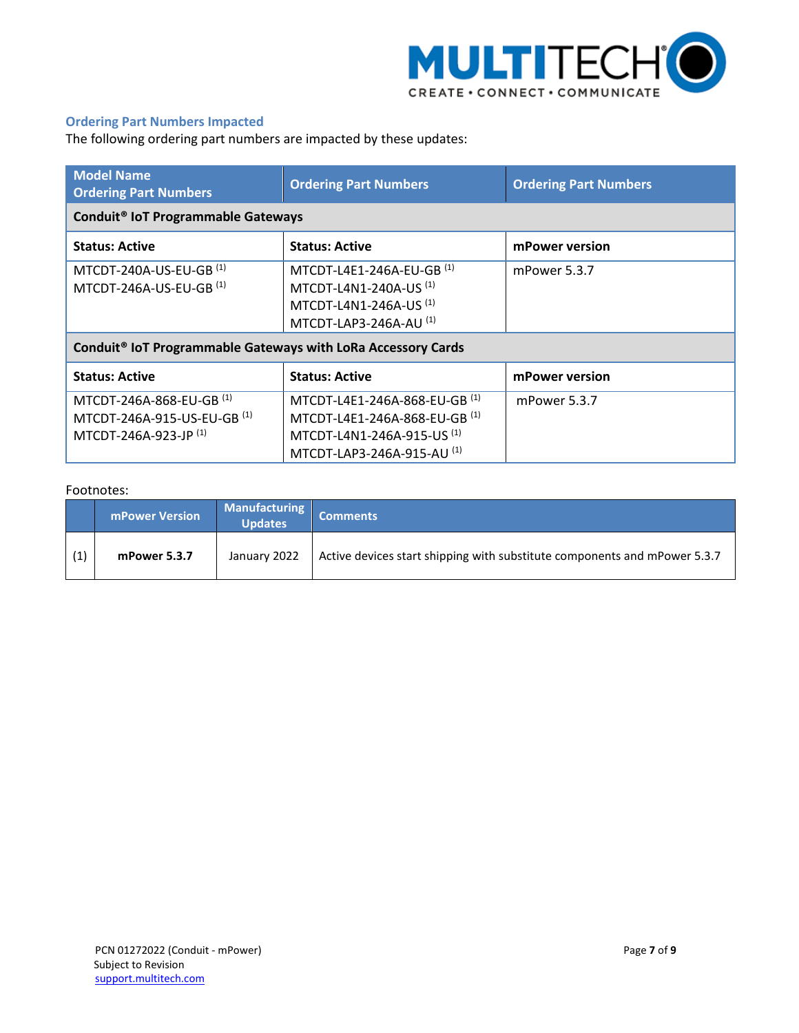## Ordering Part Numbers Impacted

The following ordering part numbers are impacted by these updates:

| Model Name Ordering Part Numbers | Ordering Part Numbers | Ordering Part Numbers |
|---|---|---|
| **Conduit® IoT Programmable Gateways** | | |
| **Status: Active** | **Status: Active** | **mPower version** |
| MTCDT-240A-US-EU-GB [(1)]<br>MTCDT-246A-US-EU-GB [(1)] | MTCDT-L4E1-246A-EU-GB [(1)]<br>MTCDT-L4N1-240A-US [(1)]<br>MTCDT-L4N1-246A-US [(1)]<br>MTCDT-LAP3-246A-AU [(1)] | mPower 5.3.7 |
| **Conduit® IoT Programmable Gateways with LoRa Accessory Cards** | | |
| **Status: Active** | **Status: Active** | **mPower version** |
| MTCDT-246A-868-EU-GB [(1)]<br>MTCDT-246A-915-US-EU-GB [(1)]<br>MTCDT-246A-923-JP [(1)] | MTCDT-L4E1-246A-868-EU-GB [(1)]<br>MTCDT-L4E1-246A-868-EU-GB [(1)]<br>MTCDT-L4N1-246A-915-US [(1)]<br>MTCDT-LAP3-246A-915-AU [(1)] | mPower 5.3.7 |

Footnotes:

| | mPower Version | Manufacturing Updates | Comments |
|---|---|---|---|
| (1) | **mPower 5.3.7** | January 2022 | Active devices start shipping with substitute components and mPower 5.3.7 |

PCN 01272022 (Conduit - mPower)
Subject to Revision
support.multitech.com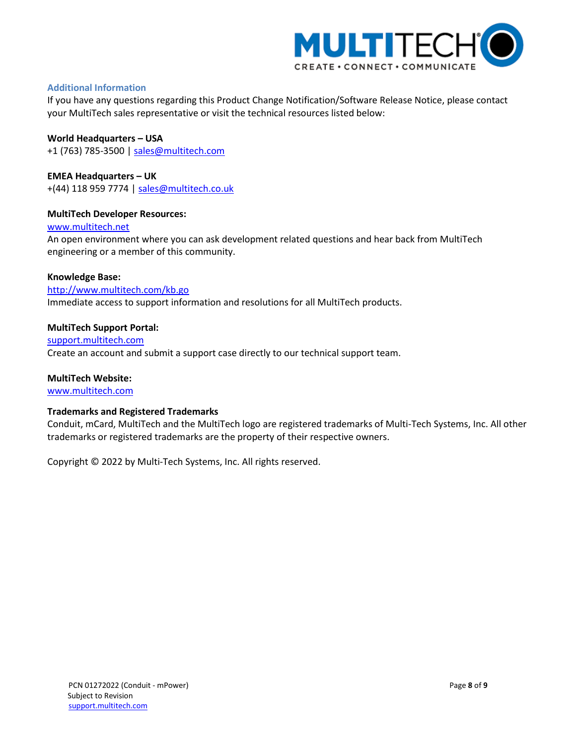## Additional Information

If you have any questions regarding this Product Change Notification/Software Release Notice, please contact your MultiTech sales representative or visit the technical resources listed below:

**World Headquarters – USA**
+1 (763) 785-3500 | sales@multitech.com

**EMEA Headquarters – UK**
+(44) 118 959 7774 | sales@multitech.co.uk

**MultiTech Developer Resources:**
www.multitech.net
An open environment where you can ask development related questions and hear back from MultiTech engineering or a member of this community.

**Knowledge Base:**
http://www.multitech.com/kb.go
Immediate access to support information and resolutions for all MultiTech products.

**MultiTech Support Portal:**
support.multitech.com
Create an account and submit a support case directly to our technical support team.

**MultiTech Website:**
www.multitech.com

**Trademarks and Registered Trademarks**
Conduit, mCard, MultiTech and the MultiTech logo are registered trademarks of Multi-Tech Systems, Inc. All other trademarks or registered trademarks are the property of their respective owners.

Copyright © 2022 by Multi-Tech Systems, Inc. All rights reserved.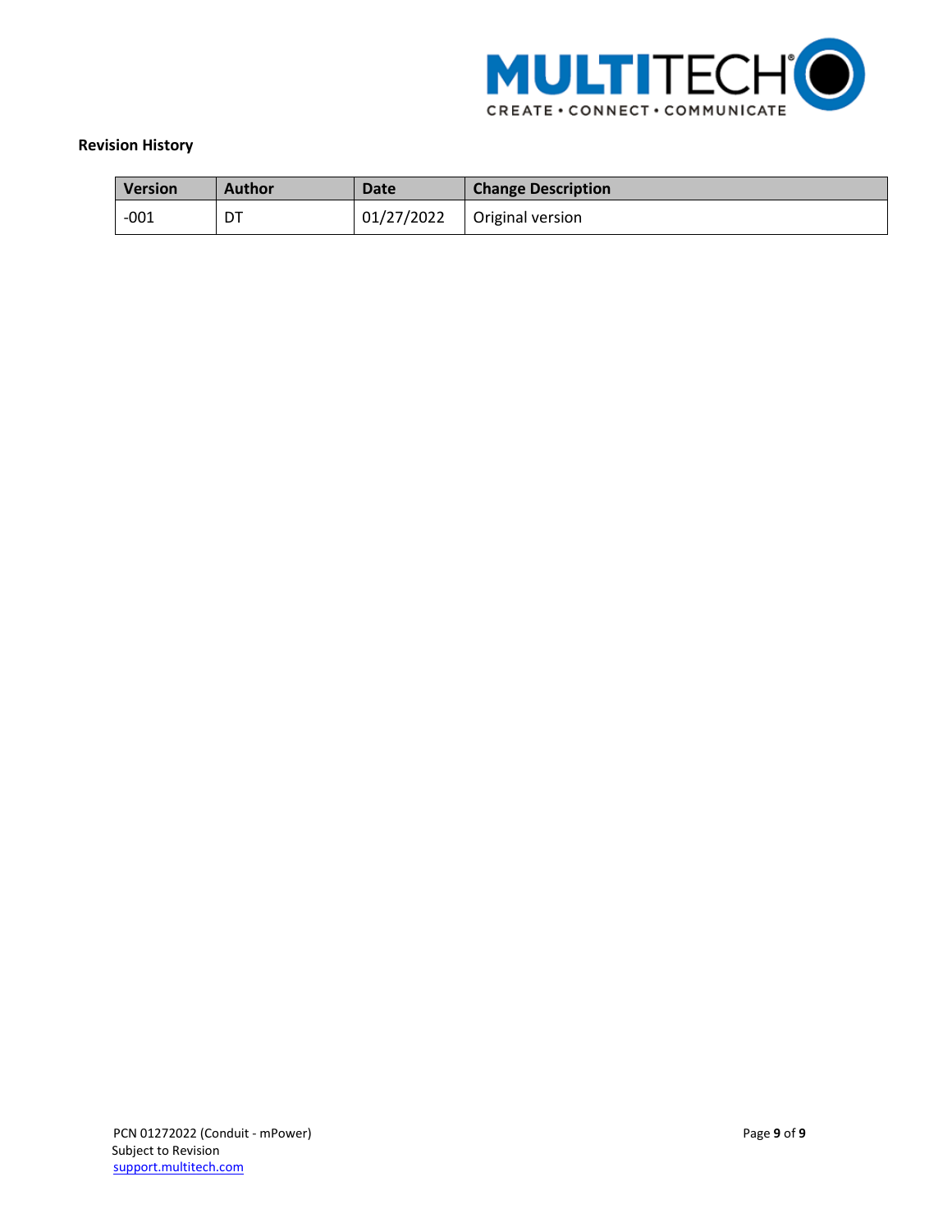**Revision History**

| Version | Author | Date | Change Description |
| --- | --- | --- | --- |
| -001 | DT | 01/27/2022 | Original version |